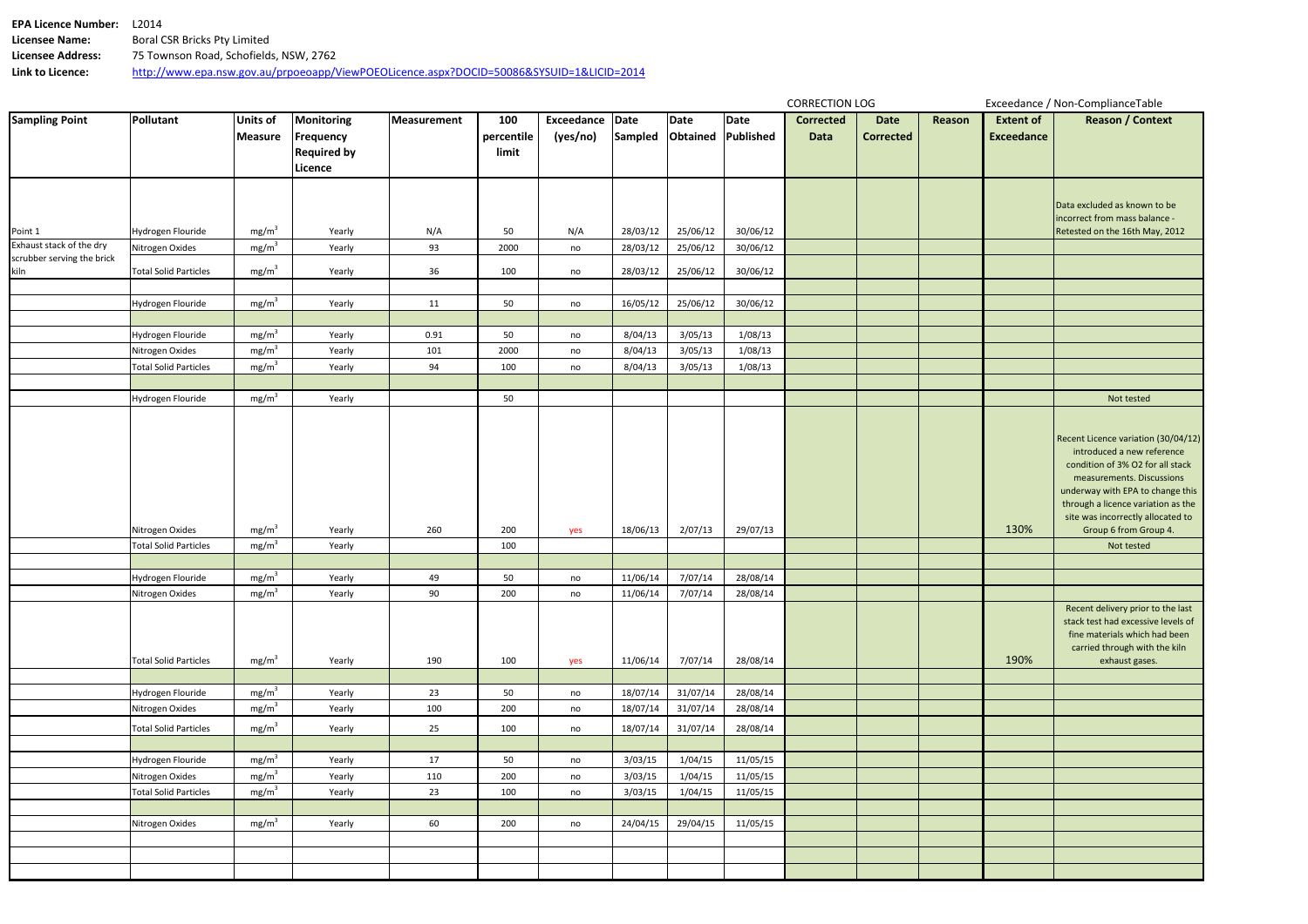**EPA Licence Number:** L2014
**Licensee Name:** Boral CSR Bricks Pty Limited
**Licensee Address:** 75 Townson Road, Schofields, NSW, 2762
**Link to Licence:** http://www.epa.nsw.gov.au/prpoeoapp/ViewPOEOLicence.aspx?DOCID=50086&SYSUID=1&LICID=2014

| | | | | | | | | | | CORRECTION LOG | | | Exceedance / Non-ComplianceTable | |
|---|---|---|---|---|---|---|---|---|---|---|---|---|---|---|
| **Sampling Point** | **Pollutant** | **Units of Measure** | **Monitoring Frequency Required by Licence** | **Measurement** | **100 percentile limit** | **Exceedance (yes/no)** | **Date Sampled** | **Date Obtained** | **Date Published** | **Corrected Data** | **Date Corrected** | **Reason** | **Extent of Exceedance** | **Reason / Context** |
| Point 1 | Hydrogen Flouride | $mg/m^3$ | Yearly | N/A | 50 | N/A | 28/03/12 | 25/06/12 | 30/06/12 | | | | | Data excluded as known to be incorrect from mass balance - Retested on the 16th May, 2012 |
| Exhaust stack of the dry scrubber serving the brick kiln | Nitrogen Oxides | $mg/m^3$ | Yearly | 93 | 2000 | no | 28/03/12 | 25/06/12 | 30/06/12 | | | | | |
| | Total Solid Particles | $mg/m^3$ | Yearly | 36 | 100 | no | 28/03/12 | 25/06/12 | 30/06/12 | | | | | |
| | | | | | | | | | | | | | | |
| | Hydrogen Flouride | $mg/m^3$ | Yearly | 11 | 50 | no | 16/05/12 | 25/06/12 | 30/06/12 | | | | | |
| | | | | | | | | | | | | | | |
| | Hydrogen Flouride | $mg/m^3$ | Yearly | 0.91 | 50 | no | 8/04/13 | 3/05/13 | 1/08/13 | | | | | |
| | Nitrogen Oxides | $mg/m^3$ | Yearly | 101 | 2000 | no | 8/04/13 | 3/05/13 | 1/08/13 | | | | | |
| | Total Solid Particles | $mg/m^3$ | Yearly | 94 | 100 | no | 8/04/13 | 3/05/13 | 1/08/13 | | | | | |
| | | | | | | | | | | | | | | |
| | Hydrogen Flouride | $mg/m^3$ | Yearly | | 50 | | | | | | | | | Not tested |
| | Nitrogen Oxides | $mg/m^3$ | Yearly | 260 | 200 | yes | 18/06/13 | 2/07/13 | 29/07/13 | | | | 130% | Recent Licence variation (30/04/12) introduced a new reference condition of 3% O2 for all stack measurements. Discussions underway with EPA to change this through a licence variation as the site was incorrectly allocated to Group 6 from Group 4. |
| | Total Solid Particles | $mg/m^3$ | Yearly | | 100 | | | | | | | | | Not tested |
| | | | | | | | | | | | | | | |
| | Hydrogen Flouride | $mg/m^3$ | Yearly | 49 | 50 | no | 11/06/14 | 7/07/14 | 28/08/14 | | | | | |
| | Nitrogen Oxides | $mg/m^3$ | Yearly | 90 | 200 | no | 11/06/14 | 7/07/14 | 28/08/14 | | | | | |
| | Total Solid Particles | $mg/m^3$ | Yearly | 190 | 100 | yes | 11/06/14 | 7/07/14 | 28/08/14 | | | | 190% | Recent delivery prior to the last stack test had excessive levels of fine materials which had been carried through with the kiln exhaust gases. |
| | | | | | | | | | | | | | | |
| | Hydrogen Flouride | $mg/m^3$ | Yearly | 23 | 50 | no | 18/07/14 | 31/07/14 | 28/08/14 | | | | | |
| | Nitrogen Oxides | $mg/m^3$ | Yearly | 100 | 200 | no | 18/07/14 | 31/07/14 | 28/08/14 | | | | | |
| | Total Solid Particles | $mg/m^3$ | Yearly | 25 | 100 | no | 18/07/14 | 31/07/14 | 28/08/14 | | | | | |
| | | | | | | | | | | | | | | |
| | Hydrogen Flouride | $mg/m^3$ | Yearly | 17 | 50 | no | 3/03/15 | 1/04/15 | 11/05/15 | | | | | |
| | Nitrogen Oxides | $mg/m^3$ | Yearly | 110 | 200 | no | 3/03/15 | 1/04/15 | 11/05/15 | | | | | |
| | Total Solid Particles | $mg/m^3$ | Yearly | 23 | 100 | no | 3/03/15 | 1/04/15 | 11/05/15 | | | | | |
| | | | | | | | | | | | | | | |
| | Nitrogen Oxides | $mg/m^3$ | Yearly | 60 | 200 | no | 24/04/15 | 29/04/15 | 11/05/15 | | | | | |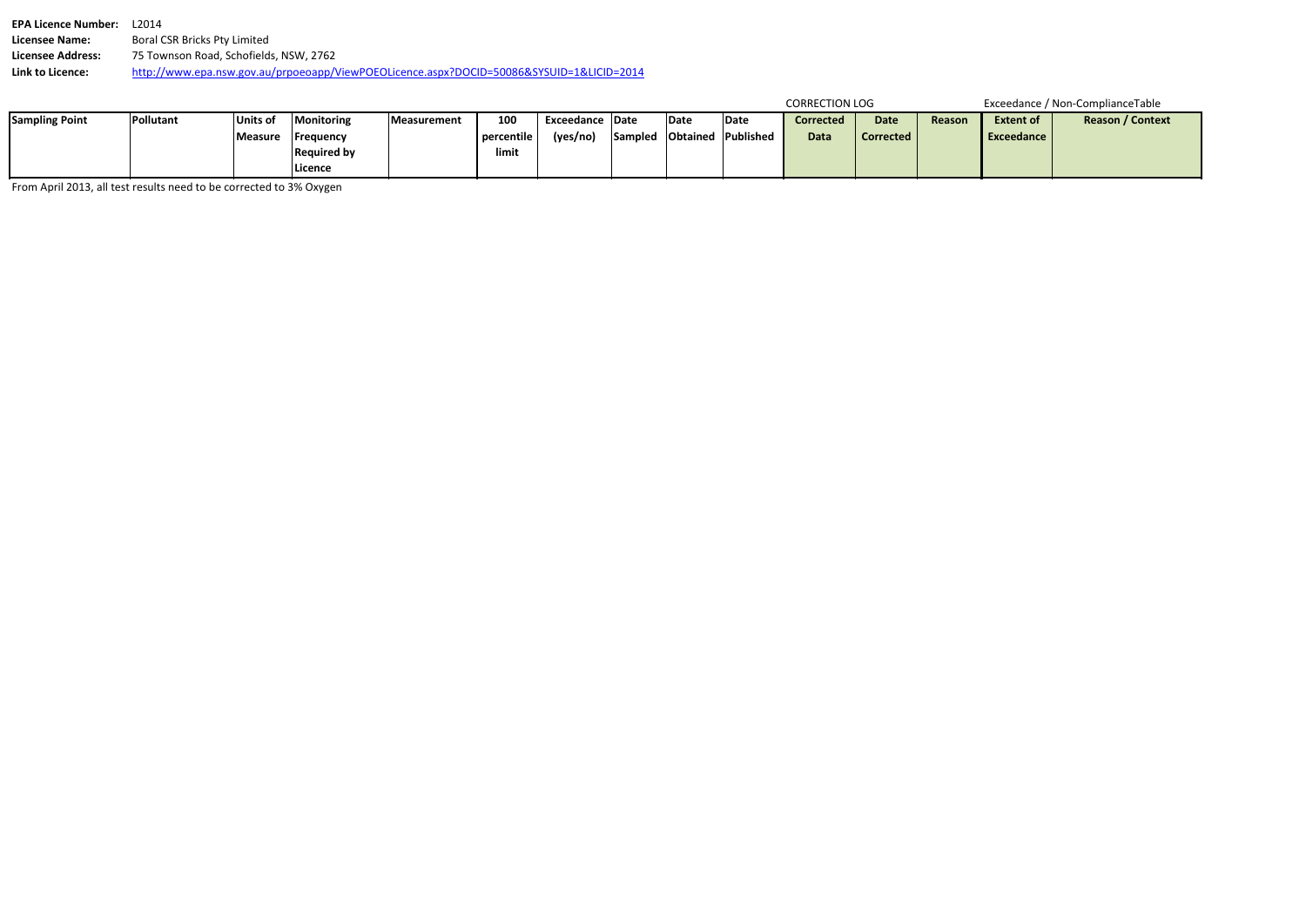**EPA Licence Number:** L2014
**Licensee Name:** Boral CSR Bricks Pty Limited
**Licensee Address:** 75 Townson Road, Schofields, NSW, 2762
**Link to Licence:** http://www.epa.nsw.gov.au/prpoeoapp/ViewPOEOLicence.aspx?DOCID=50086&SYSUID=1&LICID=2014

| Sampling Point | Pollutant | Units of Measure | Monitoring Frequency Required by Licence | Measurement | 100 percentile limit | Exceedance (yes/no) | Date Sampled | Date Obtained | Date Published | CORRECTION LOG | | | Exceedance / Non-ComplianceTable | |
|---|---|---|---|---|---|---|---|---|---|---|---|---|---|---|
| | | | | | | | | | | Corrected Data | Date Corrected | Reason | Extent of Exceedance | Reason / Context |

From April 2013, all test results need to be corrected to 3% Oxygen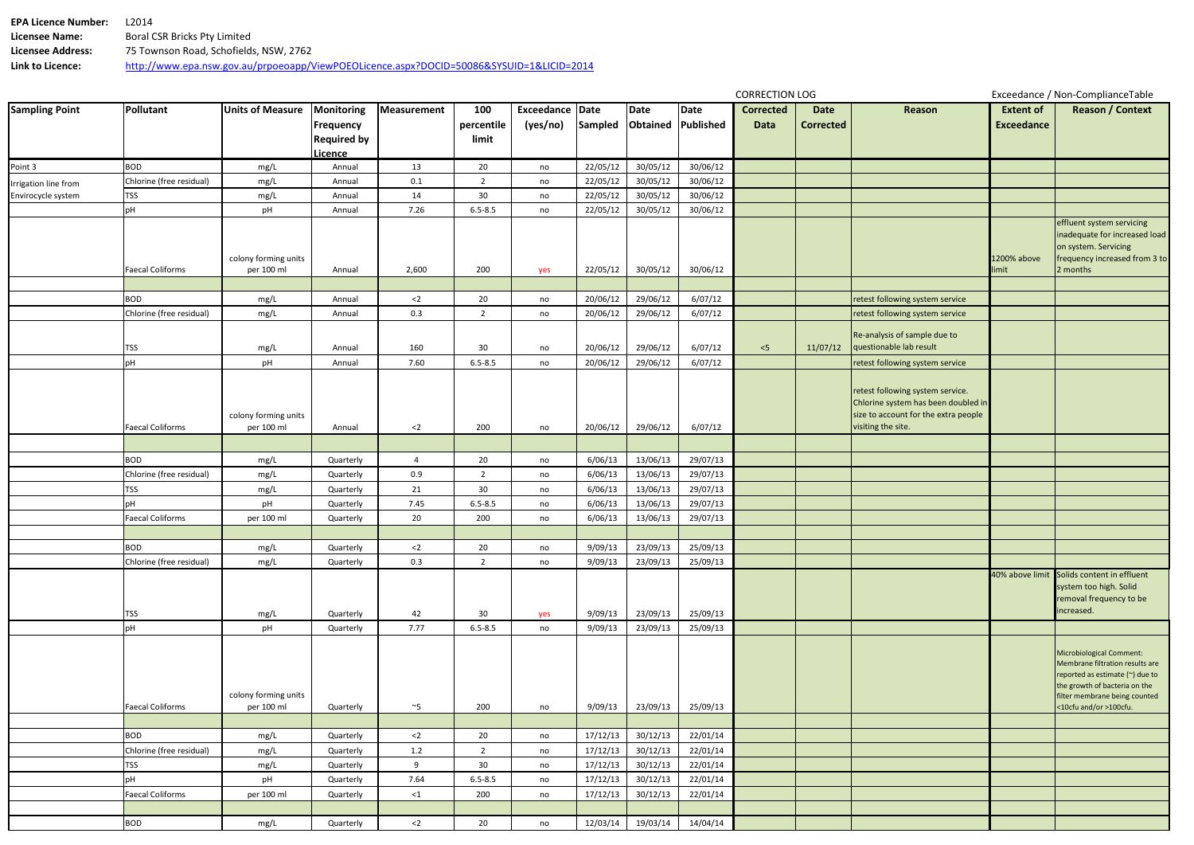**EPA Licence Number:** L2014
**Licensee Name:** Boral CSR Bricks Pty Limited
**Licensee Address:** 75 Townson Road, Schofields, NSW, 2762
**Link to Licence:** http://www.epa.nsw.gov.au/prpoeoapp/ViewPOEOLicence.aspx?DOCID=50086&SYSUID=1&LICID=2014

| Sampling Point | Pollutant | Units of Measure | Monitoring Frequency Required by Licence | Measurement | 100 percentile limit | Exceedance (yes/no) | Date Sampled | Date Obtained | Date Published | CORRECTION LOG Corrected Data | Date Corrected | Reason | Exceedance / Non-ComplianceTable Extent of Exceedance | Reason / Context |
|---|---|---|---|---|---|---|---|---|---|---|---|---|---|---|
| Point 3 | BOD | mg/L | Annual | 13 | 20 | no | 22/05/12 | 30/05/12 | 30/06/12 | | | | | |
| Irrigation line from Envirocycle system | Chlorine (free residual) | mg/L | Annual | 0.1 | 2 | no | 22/05/12 | 30/05/12 | 30/06/12 | | | | | |
| | TSS | mg/L | Annual | 14 | 30 | no | 22/05/12 | 30/05/12 | 30/06/12 | | | | | |
| | pH | pH | Annual | 7.26 | 6.5-8.5 | no | 22/05/12 | 30/05/12 | 30/06/12 | | | | | |
| | Faecal Coliforms | colony forming units per 100 ml | Annual | 2,600 | 200 | yes | 22/05/12 | 30/05/12 | 30/06/12 | | | | 1200% above limit | effluent system servicing inadequate for increased load on system. Servicing frequency increased from 3 to 2 months |
| | | | | | | | | | | | | | | |
| | BOD | mg/L | Annual | <2 | 20 | no | 20/06/12 | 29/06/12 | 6/07/12 | | | retest following system service | | |
| | Chlorine (free residual) | mg/L | Annual | 0.3 | 2 | no | 20/06/12 | 29/06/12 | 6/07/12 | | | retest following system service | | |
| | TSS | mg/L | Annual | 160 | 30 | no | 20/06/12 | 29/06/12 | 6/07/12 | <5 | 11/07/12 | Re-analysis of sample due to questionable lab result | | |
| | pH | pH | Annual | 7.60 | 6.5-8.5 | no | 20/06/12 | 29/06/12 | 6/07/12 | | | retest following system service | | |
| | Faecal Coliforms | colony forming units per 100 ml | Annual | <2 | 200 | no | 20/06/12 | 29/06/12 | 6/07/12 | | | retest following system service. Chlorine system has been doubled in size to account for the extra people visiting the site. | | |
| | | | | | | | | | | | | | | |
| | BOD | mg/L | Quarterly | 4 | 20 | no | 6/06/13 | 13/06/13 | 29/07/13 | | | | | |
| | Chlorine (free residual) | mg/L | Quarterly | 0.9 | 2 | no | 6/06/13 | 13/06/13 | 29/07/13 | | | | | |
| | TSS | mg/L | Quarterly | 21 | 30 | no | 6/06/13 | 13/06/13 | 29/07/13 | | | | | |
| | pH | pH | Quarterly | 7.45 | 6.5-8.5 | no | 6/06/13 | 13/06/13 | 29/07/13 | | | | | |
| | Faecal Coliforms | per 100 ml | Quarterly | 20 | 200 | no | 6/06/13 | 13/06/13 | 29/07/13 | | | | | |
| | | | | | | | | | | | | | | |
| | BOD | mg/L | Quarterly | <2 | 20 | no | 9/09/13 | 23/09/13 | 25/09/13 | | | | | |
| | Chlorine (free residual) | mg/L | Quarterly | 0.3 | 2 | no | 9/09/13 | 23/09/13 | 25/09/13 | | | | | |
| | TSS | mg/L | Quarterly | 42 | 30 | yes | 9/09/13 | 23/09/13 | 25/09/13 | | | | 40% above limit | Solids content in effluent system too high. Solid removal frequency to be increased. |
| | pH | pH | Quarterly | 7.77 | 6.5-8.5 | no | 9/09/13 | 23/09/13 | 25/09/13 | | | | | |
| | Faecal Coliforms | colony forming units per 100 ml | Quarterly | ~5 | 200 | no | 9/09/13 | 23/09/13 | 25/09/13 | | | | | Microbiological Comment: Membrane filtration results are reported as estimate (~) due to the growth of bacteria on the filter membrane being counted <10cfu and/or >100cfu. |
| | | | | | | | | | | | | | | |
| | BOD | mg/L | Quarterly | <2 | 20 | no | 17/12/13 | 30/12/13 | 22/01/14 | | | | | |
| | Chlorine (free residual) | mg/L | Quarterly | 1.2 | 2 | no | 17/12/13 | 30/12/13 | 22/01/14 | | | | | |
| | TSS | mg/L | Quarterly | 9 | 30 | no | 17/12/13 | 30/12/13 | 22/01/14 | | | | | |
| | pH | pH | Quarterly | 7.64 | 6.5-8.5 | no | 17/12/13 | 30/12/13 | 22/01/14 | | | | | |
| | Faecal Coliforms | per 100 ml | Quarterly | <1 | 200 | no | 17/12/13 | 30/12/13 | 22/01/14 | | | | | |
| | | | | | | | | | | | | | | |
| | BOD | mg/L | Quarterly | <2 | 20 | no | 12/03/14 | 19/03/14 | 14/04/14 | | | | | |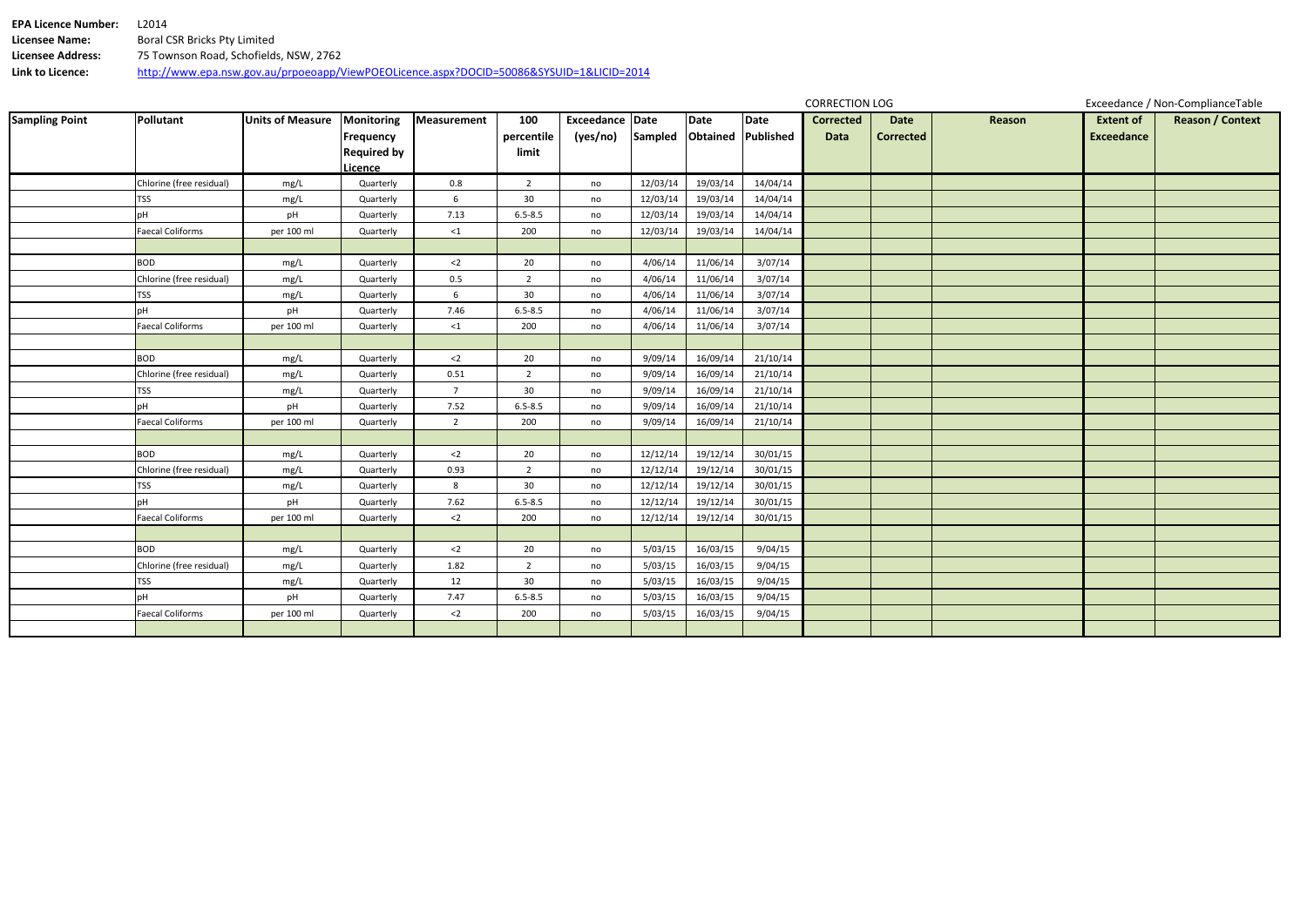**EPA Licence Number:** L2014
**Licensee Name:** Boral CSR Bricks Pty Limited
**Licensee Address:** 75 Townson Road, Schofields, NSW, 2762
**Link to Licence:** http://www.epa.nsw.gov.au/prpoeoapp/ViewPOEOLicence.aspx?DOCID=50086&SYSUID=1&LICID=2014

| | | | | | | | | | | CORRECTION LOG | | | Exceedance / Non-ComplianceTable | |
|---|---|---|---|---|---|---|---|---|---|---|---|---|---|---|
| **Sampling Point** | **Pollutant** | **Units of Measure** | **Monitoring Frequency Required by Licence** | **Measurement** | **100 percentile limit** | **Exceedance (yes/no)** | **Date Sampled** | **Date Obtained** | **Date Published** | **Corrected Data** | **Date Corrected** | **Reason** | **Extent of Exceedance** | **Reason / Context** |
| | Chlorine (free residual) | mg/L | Quarterly | 0.8 | 2 | no | 12/03/14 | 19/03/14 | 14/04/14 | | | | | |
| | TSS | mg/L | Quarterly | 6 | 30 | no | 12/03/14 | 19/03/14 | 14/04/14 | | | | | |
| | pH | pH | Quarterly | 7.13 | 6.5-8.5 | no | 12/03/14 | 19/03/14 | 14/04/14 | | | | | |
| | Faecal Coliforms | per 100 ml | Quarterly | <1 | 200 | no | 12/03/14 | 19/03/14 | 14/04/14 | | | | | |
| | | | | | | | | | | | | | | |
| | BOD | mg/L | Quarterly | <2 | 20 | no | 4/06/14 | 11/06/14 | 3/07/14 | | | | | |
| | Chlorine (free residual) | mg/L | Quarterly | 0.5 | 2 | no | 4/06/14 | 11/06/14 | 3/07/14 | | | | | |
| | TSS | mg/L | Quarterly | 6 | 30 | no | 4/06/14 | 11/06/14 | 3/07/14 | | | | | |
| | pH | pH | Quarterly | 7.46 | 6.5-8.5 | no | 4/06/14 | 11/06/14 | 3/07/14 | | | | | |
| | Faecal Coliforms | per 100 ml | Quarterly | <1 | 200 | no | 4/06/14 | 11/06/14 | 3/07/14 | | | | | |
| | | | | | | | | | | | | | | |
| | BOD | mg/L | Quarterly | <2 | 20 | no | 9/09/14 | 16/09/14 | 21/10/14 | | | | | |
| | Chlorine (free residual) | mg/L | Quarterly | 0.51 | 2 | no | 9/09/14 | 16/09/14 | 21/10/14 | | | | | |
| | TSS | mg/L | Quarterly | 7 | 30 | no | 9/09/14 | 16/09/14 | 21/10/14 | | | | | |
| | pH | pH | Quarterly | 7.52 | 6.5-8.5 | no | 9/09/14 | 16/09/14 | 21/10/14 | | | | | |
| | Faecal Coliforms | per 100 ml | Quarterly | 2 | 200 | no | 9/09/14 | 16/09/14 | 21/10/14 | | | | | |
| | | | | | | | | | | | | | | |
| | BOD | mg/L | Quarterly | <2 | 20 | no | 12/12/14 | 19/12/14 | 30/01/15 | | | | | |
| | Chlorine (free residual) | mg/L | Quarterly | 0.93 | 2 | no | 12/12/14 | 19/12/14 | 30/01/15 | | | | | |
| | TSS | mg/L | Quarterly | 8 | 30 | no | 12/12/14 | 19/12/14 | 30/01/15 | | | | | |
| | pH | pH | Quarterly | 7.62 | 6.5-8.5 | no | 12/12/14 | 19/12/14 | 30/01/15 | | | | | |
| | Faecal Coliforms | per 100 ml | Quarterly | <2 | 200 | no | 12/12/14 | 19/12/14 | 30/01/15 | | | | | |
| | | | | | | | | | | | | | | |
| | BOD | mg/L | Quarterly | <2 | 20 | no | 5/03/15 | 16/03/15 | 9/04/15 | | | | | |
| | Chlorine (free residual) | mg/L | Quarterly | 1.82 | 2 | no | 5/03/15 | 16/03/15 | 9/04/15 | | | | | |
| | TSS | mg/L | Quarterly | 12 | 30 | no | 5/03/15 | 16/03/15 | 9/04/15 | | | | | |
| | pH | pH | Quarterly | 7.47 | 6.5-8.5 | no | 5/03/15 | 16/03/15 | 9/04/15 | | | | | |
| | Faecal Coliforms | per 100 ml | Quarterly | <2 | 200 | no | 5/03/15 | 16/03/15 | 9/04/15 | | | | | |
| | | | | | | | | | | | | | | |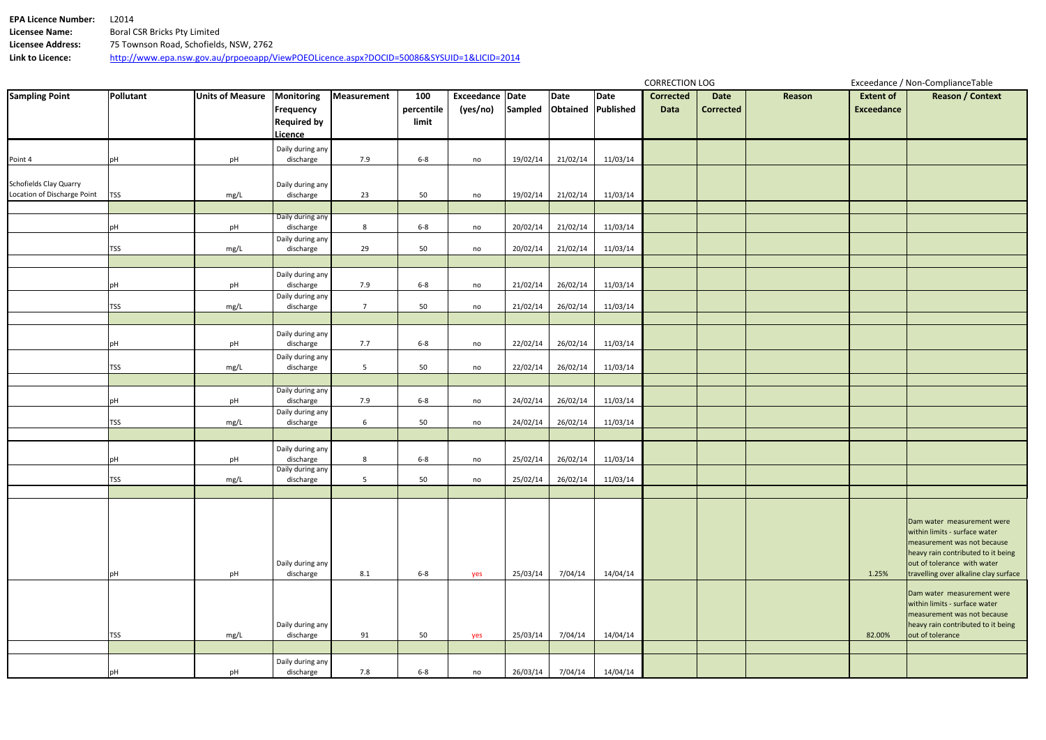**EPA Licence Number:** L2014
**Licensee Name:** Boral CSR Bricks Pty Limited
**Licensee Address:** 75 Townson Road, Schofields, NSW, 2762
**Link to Licence:** http://www.epa.nsw.gov.au/prpoeoapp/ViewPOEOLicence.aspx?DOCID=50086&SYSUID=1&LICID=2014

| | | | | | | | | | | CORRECTION LOG | | | Exceedance / Non-ComplianceTable | |
|---|---|---|---|---|---|---|---|---|---|---|---|---|---|---|
| **Sampling Point** | **Pollutant** | **Units of Measure** | **Monitoring Frequency Required by Licence** | **Measurement** | **100 percentile limit** | **Exceedance (yes/no)** | **Date Sampled** | **Date Obtained** | **Date Published** | **Corrected Data** | **Date Corrected** | **Reason** | **Extent of Exceedance** | **Reason / Context** |
| Point 4 | pH | pH | Daily during any discharge | 7.9 | 6-8 | no | 19/02/14 | 21/02/14 | 11/03/14 | | | | | |
| Schofields Clay Quarry Location of Discharge Point | TSS | mg/L | Daily during any discharge | 23 | 50 | no | 19/02/14 | 21/02/14 | 11/03/14 | | | | | |
| | | | | | | | | | | | | | | |
| | pH | pH | Daily during any discharge | 8 | 6-8 | no | 20/02/14 | 21/02/14 | 11/03/14 | | | | | |
| | TSS | mg/L | Daily during any discharge | 29 | 50 | no | 20/02/14 | 21/02/14 | 11/03/14 | | | | | |
| | | | | | | | | | | | | | | |
| | pH | pH | Daily during any discharge | 7.9 | 6-8 | no | 21/02/14 | 26/02/14 | 11/03/14 | | | | | |
| | TSS | mg/L | Daily during any discharge | 7 | 50 | no | 21/02/14 | 26/02/14 | 11/03/14 | | | | | |
| | | | | | | | | | | | | | | |
| | pH | pH | Daily during any discharge | 7.7 | 6-8 | no | 22/02/14 | 26/02/14 | 11/03/14 | | | | | |
| | TSS | mg/L | Daily during any discharge | 5 | 50 | no | 22/02/14 | 26/02/14 | 11/03/14 | | | | | |
| | | | | | | | | | | | | | | |
| | pH | pH | Daily during any discharge | 7.9 | 6-8 | no | 24/02/14 | 26/02/14 | 11/03/14 | | | | | |
| | TSS | mg/L | Daily during any discharge | 6 | 50 | no | 24/02/14 | 26/02/14 | 11/03/14 | | | | | |
| | | | | | | | | | | | | | | |
| | pH | pH | Daily during any discharge | 8 | 6-8 | no | 25/02/14 | 26/02/14 | 11/03/14 | | | | | |
| | TSS | mg/L | Daily during any discharge | 5 | 50 | no | 25/02/14 | 26/02/14 | 11/03/14 | | | | | |
| | | | | | | | | | | | | | | |
| | pH | pH | Daily during any discharge | 8.1 | 6-8 | yes | 25/03/14 | 7/04/14 | 14/04/14 | | | | 1.25% | Dam water measurement were within limits - surface water measurement was not because heavy rain contributed to it being out of tolerance with water travelling over alkaline clay surface |
| | TSS | mg/L | Daily during any discharge | 91 | 50 | yes | 25/03/14 | 7/04/14 | 14/04/14 | | | | 82.00% | Dam water measurement were within limits - surface water measurement was not because heavy rain contributed to it being out of tolerance |
| | | | | | | | | | | | | | | |
| | pH | pH | Daily during any discharge | 7.8 | 6-8 | no | 26/03/14 | 7/04/14 | 14/04/14 | | | | | |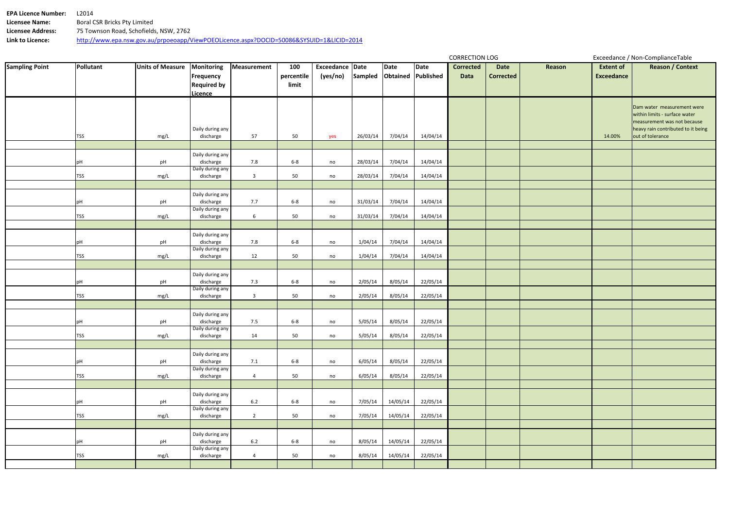**EPA Licence Number:** L2014
**Licensee Name:** Boral CSR Bricks Pty Limited
**Licensee Address:** 75 Townson Road, Schofields, NSW, 2762
**Link to Licence:** http://www.epa.nsw.gov.au/prpoeoapp/ViewPOEOLicence.aspx?DOCID=50086&SYSUID=1&LICID=2014

| | | | | | | | | | | CORRECTION LOG | | | Exceedance / Non-ComplianceTable | |
|---|---|---|---|---|---|---|---|---|---|---|---|---|---|---|
| **Sampling Point** | **Pollutant** | **Units of Measure** | **Monitoring Frequency Required by Licence** | **Measurement** | **100 percentile limit** | **Exceedance (yes/no)** | **Date Sampled** | **Date Obtained** | **Date Published** | **Corrected Data** | **Date Corrected** | **Reason** | **Extent of Exceedance** | **Reason / Context** |
| | TSS | mg/L | Daily during any discharge | 57 | 50 | yes | 26/03/14 | 7/04/14 | 14/04/14 | | | | 14.00% | Dam water measurement were within limits - surface water measurement was not because heavy rain contributed to it being out of tolerance |
| | | | | | | | | | | | | | | |
| | pH | pH | Daily during any discharge | 7.8 | 6-8 | no | 28/03/14 | 7/04/14 | 14/04/14 | | | | | |
| | TSS | mg/L | Daily during any discharge | 3 | 50 | no | 28/03/14 | 7/04/14 | 14/04/14 | | | | | |
| | | | | | | | | | | | | | | |
| | pH | pH | Daily during any discharge | 7.7 | 6-8 | no | 31/03/14 | 7/04/14 | 14/04/14 | | | | | |
| | TSS | mg/L | Daily during any discharge | 6 | 50 | no | 31/03/14 | 7/04/14 | 14/04/14 | | | | | |
| | | | | | | | | | | | | | | |
| | pH | pH | Daily during any discharge | 7.8 | 6-8 | no | 1/04/14 | 7/04/14 | 14/04/14 | | | | | |
| | TSS | mg/L | Daily during any discharge | 12 | 50 | no | 1/04/14 | 7/04/14 | 14/04/14 | | | | | |
| | | | | | | | | | | | | | | |
| | pH | pH | Daily during any discharge | 7.3 | 6-8 | no | 2/05/14 | 8/05/14 | 22/05/14 | | | | | |
| | TSS | mg/L | Daily during any discharge | 3 | 50 | no | 2/05/14 | 8/05/14 | 22/05/14 | | | | | |
| | | | | | | | | | | | | | | |
| | pH | pH | Daily during any discharge | 7.5 | 6-8 | no | 5/05/14 | 8/05/14 | 22/05/14 | | | | | |
| | TSS | mg/L | Daily during any discharge | 14 | 50 | no | 5/05/14 | 8/05/14 | 22/05/14 | | | | | |
| | | | | | | | | | | | | | | |
| | pH | pH | Daily during any discharge | 7.1 | 6-8 | no | 6/05/14 | 8/05/14 | 22/05/14 | | | | | |
| | TSS | mg/L | Daily during any discharge | 4 | 50 | no | 6/05/14 | 8/05/14 | 22/05/14 | | | | | |
| | | | | | | | | | | | | | | |
| | pH | pH | Daily during any discharge | 6.2 | 6-8 | no | 7/05/14 | 14/05/14 | 22/05/14 | | | | | |
| | TSS | mg/L | Daily during any discharge | 2 | 50 | no | 7/05/14 | 14/05/14 | 22/05/14 | | | | | |
| | | | | | | | | | | | | | | |
| | pH | pH | Daily during any discharge | 6.2 | 6-8 | no | 8/05/14 | 14/05/14 | 22/05/14 | | | | | |
| | TSS | mg/L | Daily during any discharge | 4 | 50 | no | 8/05/14 | 14/05/14 | 22/05/14 | | | | | |
| | | | | | | | | | | | | | | |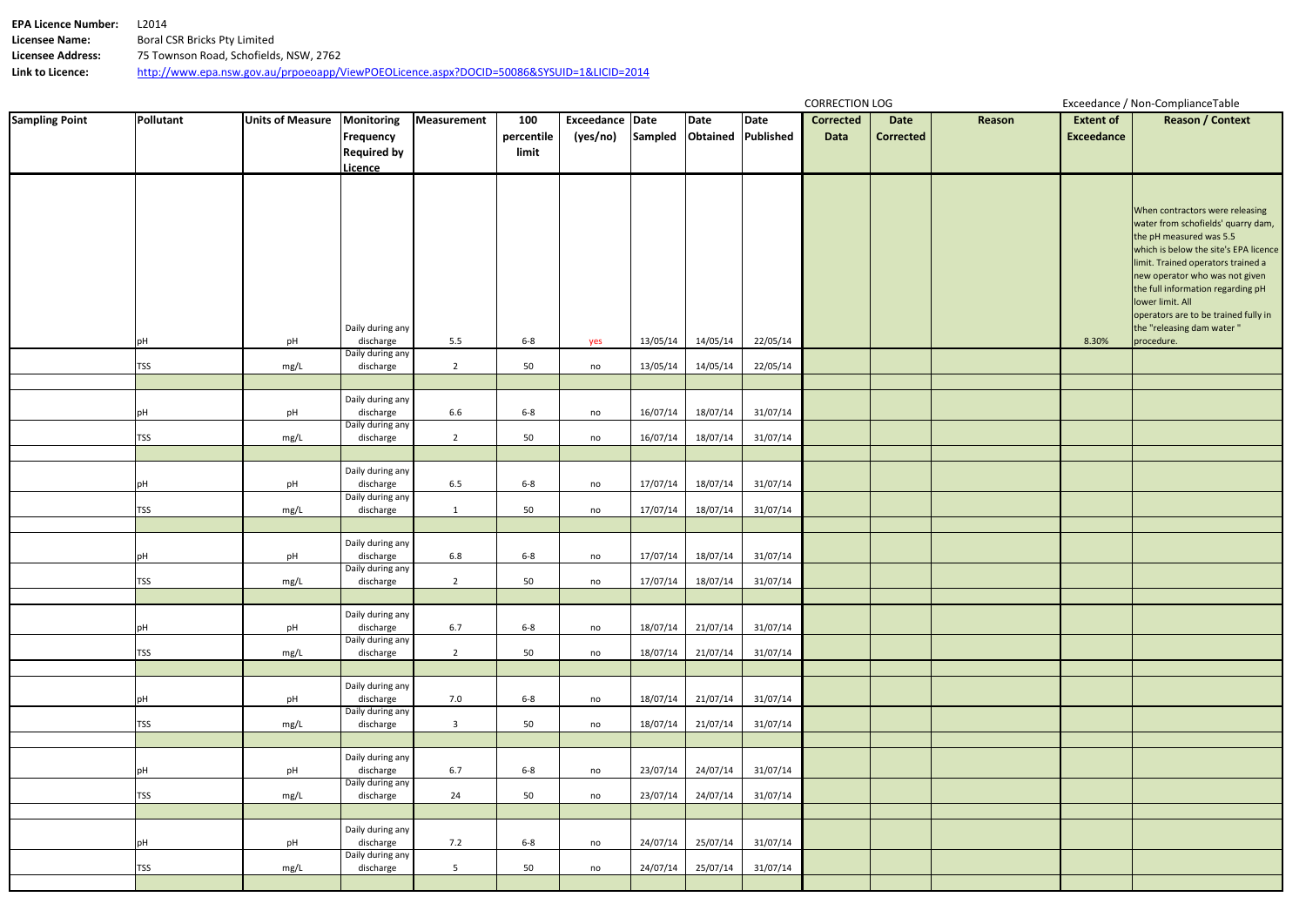**EPA Licence Number:** L2014
**Licensee Name:** Boral CSR Bricks Pty Limited
**Licensee Address:** 75 Townson Road, Schofields, NSW, 2762
**Link to Licence:** http://www.epa.nsw.gov.au/prpoeoapp/ViewPOEOLicence.aspx?DOCID=50086&SYSUID=1&LICID=2014

| Sampling Point | Pollutant | Units of Measure | Monitoring Frequency Required by Licence | Measurement | 100 percentile limit | Exceedance (yes/no) | Date Sampled | Date Obtained | Date Published | CORRECTION LOG Corrected Data | Date Corrected | Reason | Exceedance / Non-ComplianceTable Extent of Exceedance | Reason / Context |
|---|---|---|---|---|---|---|---|---|---|---|---|---|---|---|
| | pH | pH | Daily during any discharge | 5.5 | 6-8 | yes | 13/05/14 | 14/05/14 | 22/05/14 | | | | 8.30% | When contractors were releasing water from schofields' quarry dam, the pH measured was 5.5 which is below the site's EPA licence limit. Trained operators trained a new operator who was not given the full information regarding pH lower limit. All operators are to be trained fully in the "releasing dam water " procedure. |
| | TSS | mg/L | Daily during any discharge | 2 | 50 | no | 13/05/14 | 14/05/14 | 22/05/14 | | | | | |
| | | | | | | | | | | | | | | |
| | pH | pH | Daily during any discharge | 6.6 | 6-8 | no | 16/07/14 | 18/07/14 | 31/07/14 | | | | | |
| | TSS | mg/L | Daily during any discharge | 2 | 50 | no | 16/07/14 | 18/07/14 | 31/07/14 | | | | | |
| | | | | | | | | | | | | | | |
| | pH | pH | Daily during any discharge | 6.5 | 6-8 | no | 17/07/14 | 18/07/14 | 31/07/14 | | | | | |
| | TSS | mg/L | Daily during any discharge | 1 | 50 | no | 17/07/14 | 18/07/14 | 31/07/14 | | | | | |
| | | | | | | | | | | | | | | |
| | pH | pH | Daily during any discharge | 6.8 | 6-8 | no | 17/07/14 | 18/07/14 | 31/07/14 | | | | | |
| | TSS | mg/L | Daily during any discharge | 2 | 50 | no | 17/07/14 | 18/07/14 | 31/07/14 | | | | | |
| | | | | | | | | | | | | | | |
| | pH | pH | Daily during any discharge | 6.7 | 6-8 | no | 18/07/14 | 21/07/14 | 31/07/14 | | | | | |
| | TSS | mg/L | Daily during any discharge | 2 | 50 | no | 18/07/14 | 21/07/14 | 31/07/14 | | | | | |
| | | | | | | | | | | | | | | |
| | pH | pH | Daily during any discharge | 7.0 | 6-8 | no | 18/07/14 | 21/07/14 | 31/07/14 | | | | | |
| | TSS | mg/L | Daily during any discharge | 3 | 50 | no | 18/07/14 | 21/07/14 | 31/07/14 | | | | | |
| | | | | | | | | | | | | | | |
| | pH | pH | Daily during any discharge | 6.7 | 6-8 | no | 23/07/14 | 24/07/14 | 31/07/14 | | | | | |
| | TSS | mg/L | Daily during any discharge | 24 | 50 | no | 23/07/14 | 24/07/14 | 31/07/14 | | | | | |
| | | | | | | | | | | | | | | |
| | pH | pH | Daily during any discharge | 7.2 | 6-8 | no | 24/07/14 | 25/07/14 | 31/07/14 | | | | | |
| | TSS | mg/L | Daily during any discharge | 5 | 50 | no | 24/07/14 | 25/07/14 | 31/07/14 | | | | | |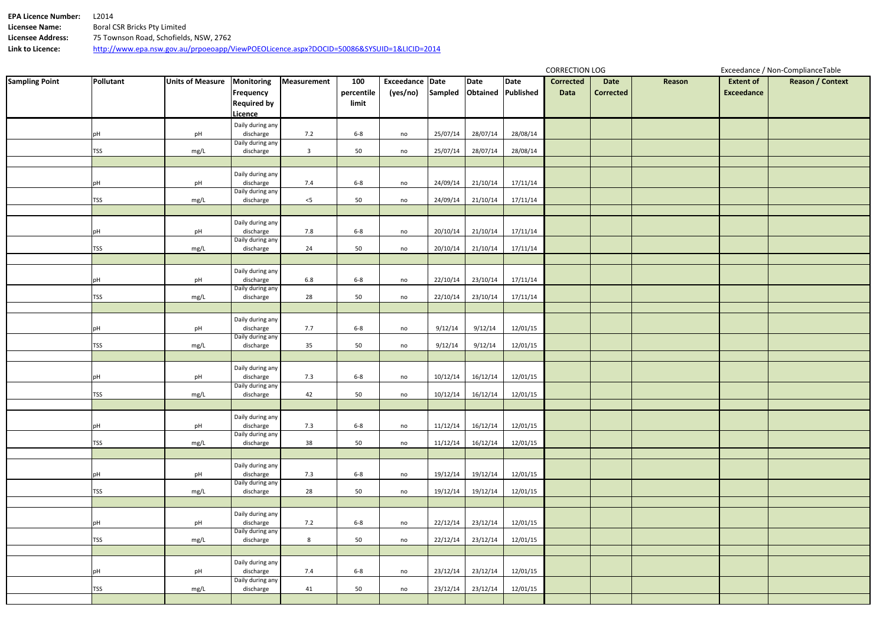**EPA Licence Number:** L2014
**Licensee Name:** Boral CSR Bricks Pty Limited
**Licensee Address:** 75 Townson Road, Schofields, NSW, 2762
**Link to Licence:** http://www.epa.nsw.gov.au/prpoeoapp/ViewPOEOLicence.aspx?DOCID=50086&SYSUID=1&LICID=2014

| | | | | | | | | | | CORRECTION LOG | | | Exceedance / Non-ComplianceTable | |
|---|---|---|---|---|---|---|---|---|---|---|---|---|---|---|
| **Sampling Point** | **Pollutant** | **Units of Measure** | **Monitoring Frequency Required by Licence** | **Measurement** | **100 percentile limit** | **Exceedance (yes/no)** | **Date Sampled** | **Date Obtained** | **Date Published** | **Corrected Data** | **Date Corrected** | **Reason** | **Extent of Exceedance** | **Reason / Context** |
| | pH | pH | Daily during any discharge | 7.2 | 6-8 | no | 25/07/14 | 28/07/14 | 28/08/14 | | | | | |
| | TSS | mg/L | Daily during any discharge | 3 | 50 | no | 25/07/14 | 28/07/14 | 28/08/14 | | | | | |
| | | | | | | | | | | | | | | |
| | pH | pH | Daily during any discharge | 7.4 | 6-8 | no | 24/09/14 | 21/10/14 | 17/11/14 | | | | | |
| | TSS | mg/L | Daily during any discharge | <5 | 50 | no | 24/09/14 | 21/10/14 | 17/11/14 | | | | | |
| | | | | | | | | | | | | | | |
| | pH | pH | Daily during any discharge | 7.8 | 6-8 | no | 20/10/14 | 21/10/14 | 17/11/14 | | | | | |
| | TSS | mg/L | Daily during any discharge | 24 | 50 | no | 20/10/14 | 21/10/14 | 17/11/14 | | | | | |
| | | | | | | | | | | | | | | |
| | pH | pH | Daily during any discharge | 6.8 | 6-8 | no | 22/10/14 | 23/10/14 | 17/11/14 | | | | | |
| | TSS | mg/L | Daily during any discharge | 28 | 50 | no | 22/10/14 | 23/10/14 | 17/11/14 | | | | | |
| | | | | | | | | | | | | | | |
| | pH | pH | Daily during any discharge | 7.7 | 6-8 | no | 9/12/14 | 9/12/14 | 12/01/15 | | | | | |
| | TSS | mg/L | Daily during any discharge | 35 | 50 | no | 9/12/14 | 9/12/14 | 12/01/15 | | | | | |
| | | | | | | | | | | | | | | |
| | pH | pH | Daily during any discharge | 7.3 | 6-8 | no | 10/12/14 | 16/12/14 | 12/01/15 | | | | | |
| | TSS | mg/L | Daily during any discharge | 42 | 50 | no | 10/12/14 | 16/12/14 | 12/01/15 | | | | | |
| | | | | | | | | | | | | | | |
| | pH | pH | Daily during any discharge | 7.3 | 6-8 | no | 11/12/14 | 16/12/14 | 12/01/15 | | | | | |
| | TSS | mg/L | Daily during any discharge | 38 | 50 | no | 11/12/14 | 16/12/14 | 12/01/15 | | | | | |
| | | | | | | | | | | | | | | |
| | pH | pH | Daily during any discharge | 7.3 | 6-8 | no | 19/12/14 | 19/12/14 | 12/01/15 | | | | | |
| | TSS | mg/L | Daily during any discharge | 28 | 50 | no | 19/12/14 | 19/12/14 | 12/01/15 | | | | | |
| | | | | | | | | | | | | | | |
| | pH | pH | Daily during any discharge | 7.2 | 6-8 | no | 22/12/14 | 23/12/14 | 12/01/15 | | | | | |
| | TSS | mg/L | Daily during any discharge | 8 | 50 | no | 22/12/14 | 23/12/14 | 12/01/15 | | | | | |
| | | | | | | | | | | | | | | |
| | pH | pH | Daily during any discharge | 7.4 | 6-8 | no | 23/12/14 | 23/12/14 | 12/01/15 | | | | | |
| | TSS | mg/L | Daily during any discharge | 41 | 50 | no | 23/12/14 | 23/12/14 | 12/01/15 | | | | | |
| | | | | | | | | | | | | | | |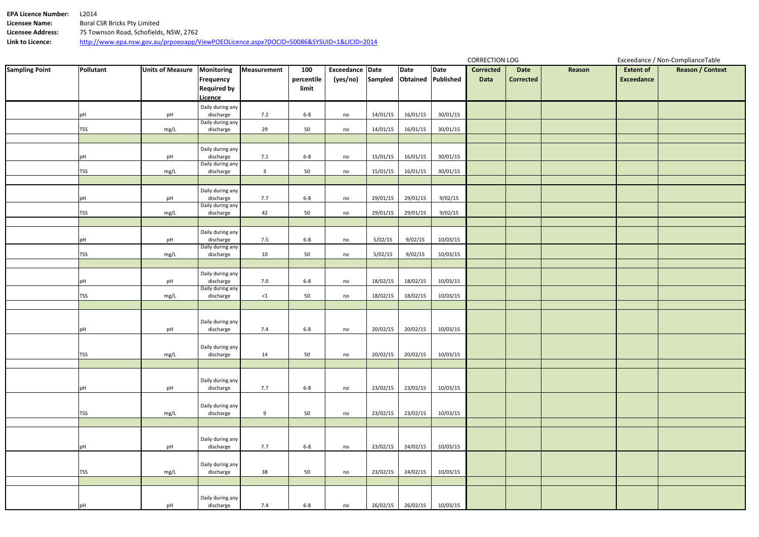**EPA Licence Number:** L2014
**Licensee Name:** Boral CSR Bricks Pty Limited
**Licensee Address:** 75 Townson Road, Schofields, NSW, 2762
**Link to Licence:** http://www.epa.nsw.gov.au/prpoeoapp/ViewPOEOLicence.aspx?DOCID=50086&SYSUID=1&LICID=2014

| | | | | | | | | | | CORRECTION LOG | | | Exceedance / Non-ComplianceTable | |
|---|---|---|---|---|---|---|---|---|---|---|---|---|---|---|
| **Sampling Point** | **Pollutant** | **Units of Measure** | **Monitoring Frequency Required by Licence** | **Measurement** | **100 percentile limit** | **Exceedance (yes/no)** | **Date Sampled** | **Date Obtained** | **Date Published** | **Corrected Data** | **Date Corrected** | **Reason** | **Extent of Exceedance** | **Reason / Context** |
| | pH | pH | Daily during any discharge | 7.2 | 6-8 | no | 14/01/15 | 16/01/15 | 30/01/15 | | | | | |
| | TSS | mg/L | Daily during any discharge | 29 | 50 | no | 14/01/15 | 16/01/15 | 30/01/15 | | | | | |
| | | | | | | | | | | | | | | |
| | pH | pH | Daily during any discharge | 7.1 | 6-8 | no | 15/01/15 | 16/01/15 | 30/01/15 | | | | | |
| | TSS | mg/L | Daily during any discharge | 3 | 50 | no | 15/01/15 | 16/01/15 | 30/01/15 | | | | | |
| | | | | | | | | | | | | | | |
| | pH | pH | Daily during any discharge | 7.7 | 6-8 | no | 29/01/15 | 29/01/15 | 9/02/15 | | | | | |
| | TSS | mg/L | Daily during any discharge | 42 | 50 | no | 29/01/15 | 29/01/15 | 9/02/15 | | | | | |
| | | | | | | | | | | | | | | |
| | pH | pH | Daily during any discharge | 7.5 | 6-8 | no | 5/02/15 | 9/02/15 | 10/03/15 | | | | | |
| | TSS | mg/L | Daily during any discharge | 10 | 50 | no | 5/02/15 | 9/02/15 | 10/03/15 | | | | | |
| | | | | | | | | | | | | | | |
| | pH | pH | Daily during any discharge | 7.0 | 6-8 | no | 18/02/15 | 18/02/15 | 10/03/15 | | | | | |
| | TSS | mg/L | Daily during any discharge | <1 | 50 | no | 18/02/15 | 18/02/15 | 10/03/15 | | | | | |
| | | | | | | | | | | | | | | |
| | pH | pH | Daily during any discharge | 7.4 | 6-8 | no | 20/02/15 | 20/02/15 | 10/03/15 | | | | | |
| | TSS | mg/L | Daily during any discharge | 14 | 50 | no | 20/02/15 | 20/02/15 | 10/03/15 | | | | | |
| | | | | | | | | | | | | | | |
| | pH | pH | Daily during any discharge | 7.7 | 6-8 | no | 23/02/15 | 23/02/15 | 10/03/15 | | | | | |
| | TSS | mg/L | Daily during any discharge | 9 | 50 | no | 23/02/15 | 23/02/15 | 10/03/15 | | | | | |
| | | | | | | | | | | | | | | |
| | pH | pH | Daily during any discharge | 7.7 | 6-8 | no | 23/02/15 | 24/02/15 | 10/03/15 | | | | | |
| | TSS | mg/L | Daily during any discharge | 38 | 50 | no | 23/02/15 | 24/02/15 | 10/03/15 | | | | | |
| | | | | | | | | | | | | | | |
| | pH | pH | Daily during any discharge | 7.4 | 6-8 | no | 26/02/15 | 26/02/15 | 10/03/15 | | | | | |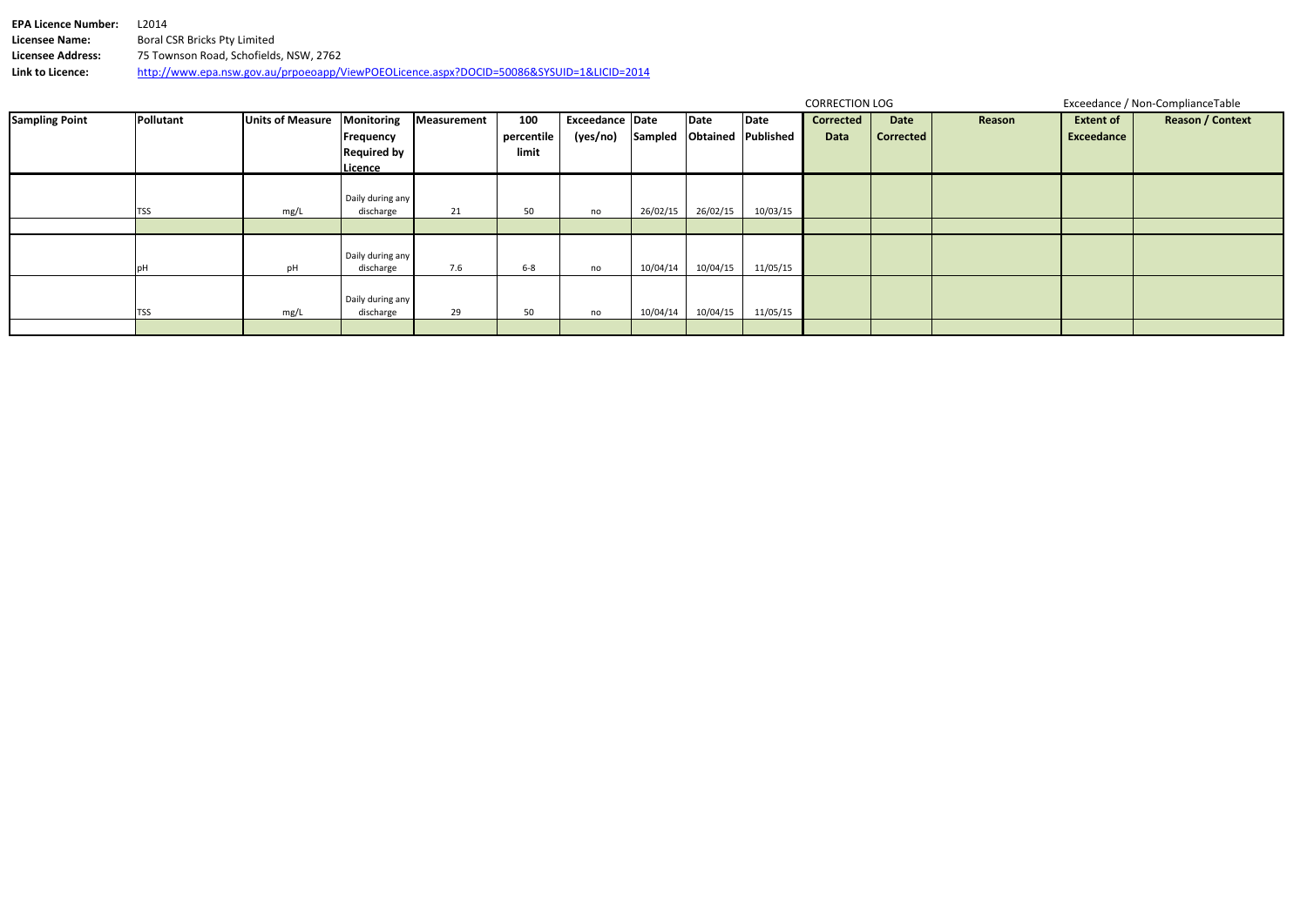**EPA Licence Number:** L2014
**Licensee Name:** Boral CSR Bricks Pty Limited
**Licensee Address:** 75 Townson Road, Schofields, NSW, 2762
**Link to Licence:** http://www.epa.nsw.gov.au/prpoeoapp/ViewPOEOLicence.aspx?DOCID=50086&SYSUID=1&LICID=2014

| Sampling Point | Pollutant | Units of Measure | Monitoring Frequency Required by Licence | Measurement | 100 percentile limit | Exceedance (yes/no) | Date Sampled | Date Obtained | Date Published | CORRECTION LOG | | | Exceedance / Non-ComplianceTable | |
|---|---|---|---|---|---|---|---|---|---|---|---|---|---|---|
| | | | | | | | | | | Corrected Data | Date Corrected | Reason | Extent of Exceedance | Reason / Context |
| | TSS | mg/L | Daily during any discharge | 21 | 50 | no | 26/02/15 | 26/02/15 | 10/03/15 | | | | | |
| | | | | | | | | | | | | | | |
| | pH | pH | Daily during any discharge | 7.6 | 6-8 | no | 10/04/14 | 10/04/15 | 11/05/15 | | | | | |
| | TSS | mg/L | Daily during any discharge | 29 | 50 | no | 10/04/14 | 10/04/15 | 11/05/15 | | | | | |
| | | | | | | | | | | | | | | |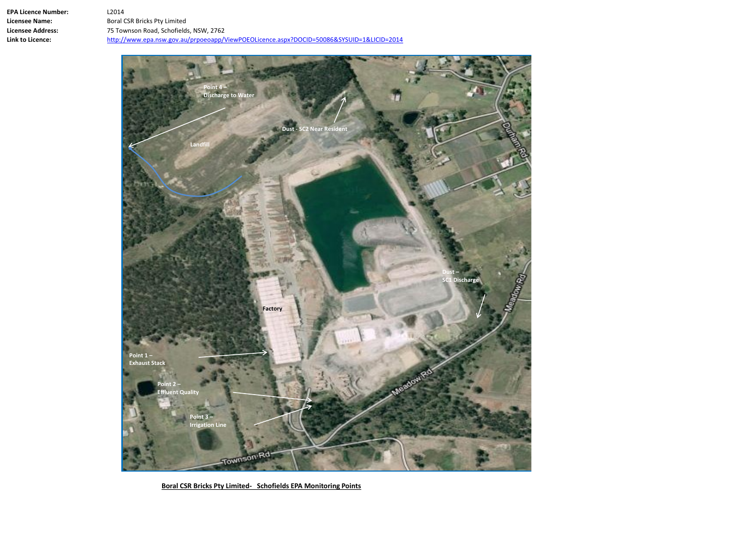**EPA Licence Number:** L2014
**Licensee Name:** Boral CSR Bricks Pty Limited
**Licensee Address:** 75 Townson Road, Schofields, NSW, 2762
**Link to Licence:** http://www.epa.nsw.gov.au/prpoeoapp/ViewPOEOLicence.aspx?DOCID=50086&SYSUID=1&LICID=2014

Point 4 – Discharge to Water

Dust - SC2 Near Resident

Landfill

Durham Rd

Dust – SC1 Discharge

Meadow Rd

Factory

Point 1 – Exhaust Stack

Point 2 – Effluent Quality

Point 3 – Irrigation Line

Meadow Rd

Townson Rd

**Boral CSR Bricks Pty Limited- Schofields EPA Monitoring Points**